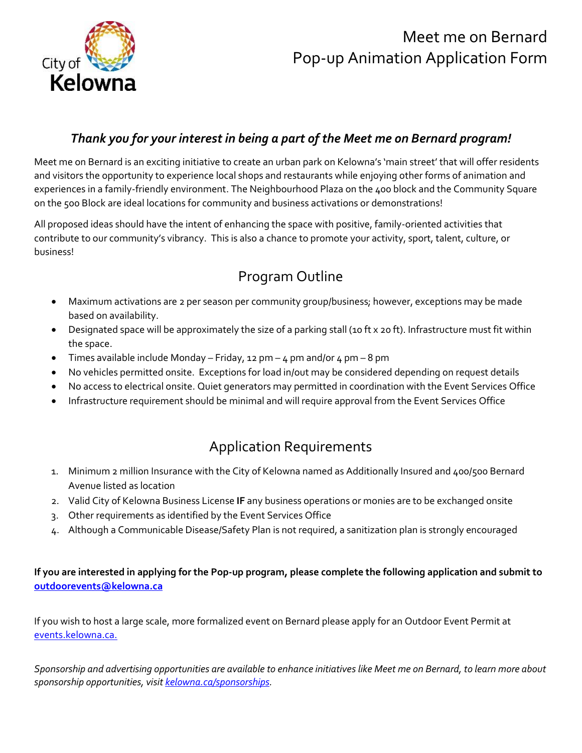City of Kelowna

# Meet me on Bernard
# Pop-up Animation Application Form

***Thank you for your interest in being a part of the Meet me on Bernard program!***

Meet me on Bernard is an exciting initiative to create an urban park on Kelowna's 'main street' that will offer residents and visitors the opportunity to experience local shops and restaurants while enjoying other forms of animation and experiences in a family-friendly environment. The Neighbourhood Plaza on the 400 block and the Community Square on the 500 Block are ideal locations for community and business activations or demonstrations!

All proposed ideas should have the intent of enhancing the space with positive, family-oriented activities that contribute to our community's vibrancy. This is also a chance to promote your activity, sport, talent, culture, or business!

## Program Outline

- Maximum activations are 2 per season per community group/business; however, exceptions may be made based on availability.
- Designated space will be approximately the size of a parking stall (10 ft x 20 ft). Infrastructure must fit within the space.
- Times available include Monday – Friday, 12 pm – 4 pm and/or 4 pm – 8 pm
- No vehicles permitted onsite. Exceptions for load in/out may be considered depending on request details
- No access to electrical onsite. Quiet generators may permitted in coordination with the Event Services Office
- Infrastructure requirement should be minimal and will require approval from the Event Services Office

## Application Requirements

1. Minimum 2 million Insurance with the City of Kelowna named as Additionally Insured and 400/500 Bernard Avenue listed as location
2. Valid City of Kelowna Business License **IF** any business operations or monies are to be exchanged onsite
3. Other requirements as identified by the Event Services Office
4. Although a Communicable Disease/Safety Plan is not required, a sanitization plan is strongly encouraged

**If you are interested in applying for the Pop-up program, please complete the following application and submit to [outdoorevents@kelowna.ca](mailto:outdoorevents@kelowna.ca)**

If you wish to host a large scale, more formalized event on Bernard please apply for an Outdoor Event Permit at [events.kelowna.ca.](events.kelowna.ca)

*Sponsorship and advertising opportunities are available to enhance initiatives like Meet me on Bernard, to learn more about sponsorship opportunities, visit [kelowna.ca/sponsorships](kelowna.ca/sponsorships).*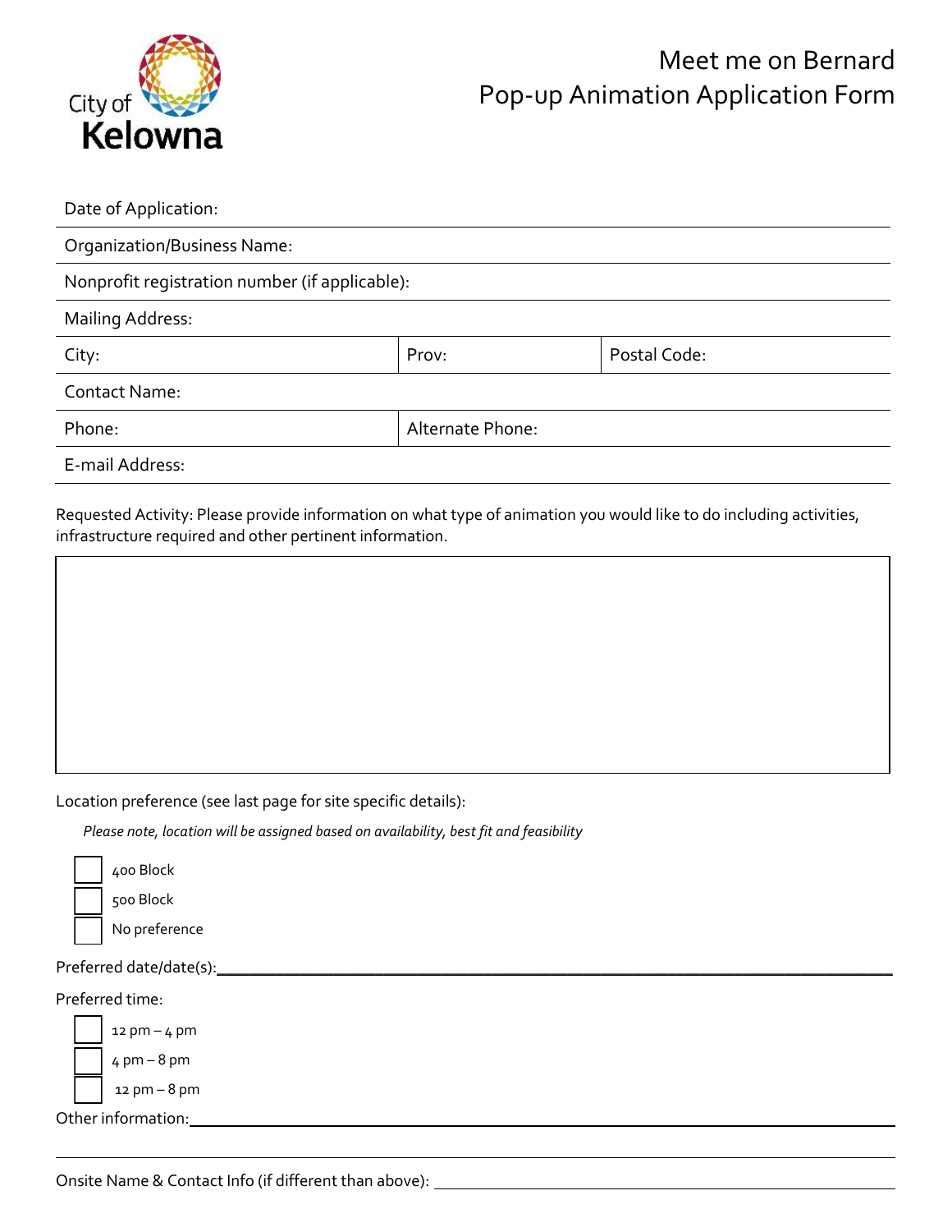# Meet me on Bernard
## Pop-up Animation Application Form

| Date of Application: | | |
|---|---|---|
| Organization/Business Name: | | |
| Nonprofit registration number (if applicable): | | |
| Mailing Address: | | |
| City: | Prov: | Postal Code: |
| Contact Name: | | |
| Phone: | Alternate Phone: | |
| E-mail Address: | | |

Requested Activity: Please provide information on what type of animation you would like to do including activities, infrastructure required and other pertinent information.

Location preference (see last page for site specific details):

*Please note, location will be assigned based on availability, best fit and feasibility*

- ☐ 400 Block
- ☐ 500 Block
- ☐ No preference

Preferred date/date(s):\_\_\_\_\_\_\_\_\_\_\_\_\_\_\_\_\_\_\_\_\_\_\_\_\_\_\_\_\_\_\_\_\_\_\_\_\_\_\_\_

Preferred time:

- ☐ 12 pm – 4 pm
- ☐ 4 pm – 8 pm
- ☐ 12 pm – 8 pm

Other information:\_\_\_\_\_\_\_\_\_\_\_\_\_\_\_\_\_\_\_\_\_\_\_\_\_\_\_\_\_\_\_\_\_\_\_\_\_\_\_\_

Onsite Name & Contact Info (if different than above): \_\_\_\_\_\_\_\_\_\_\_\_\_\_\_\_\_\_\_\_\_\_\_\_\_\_\_\_\_\_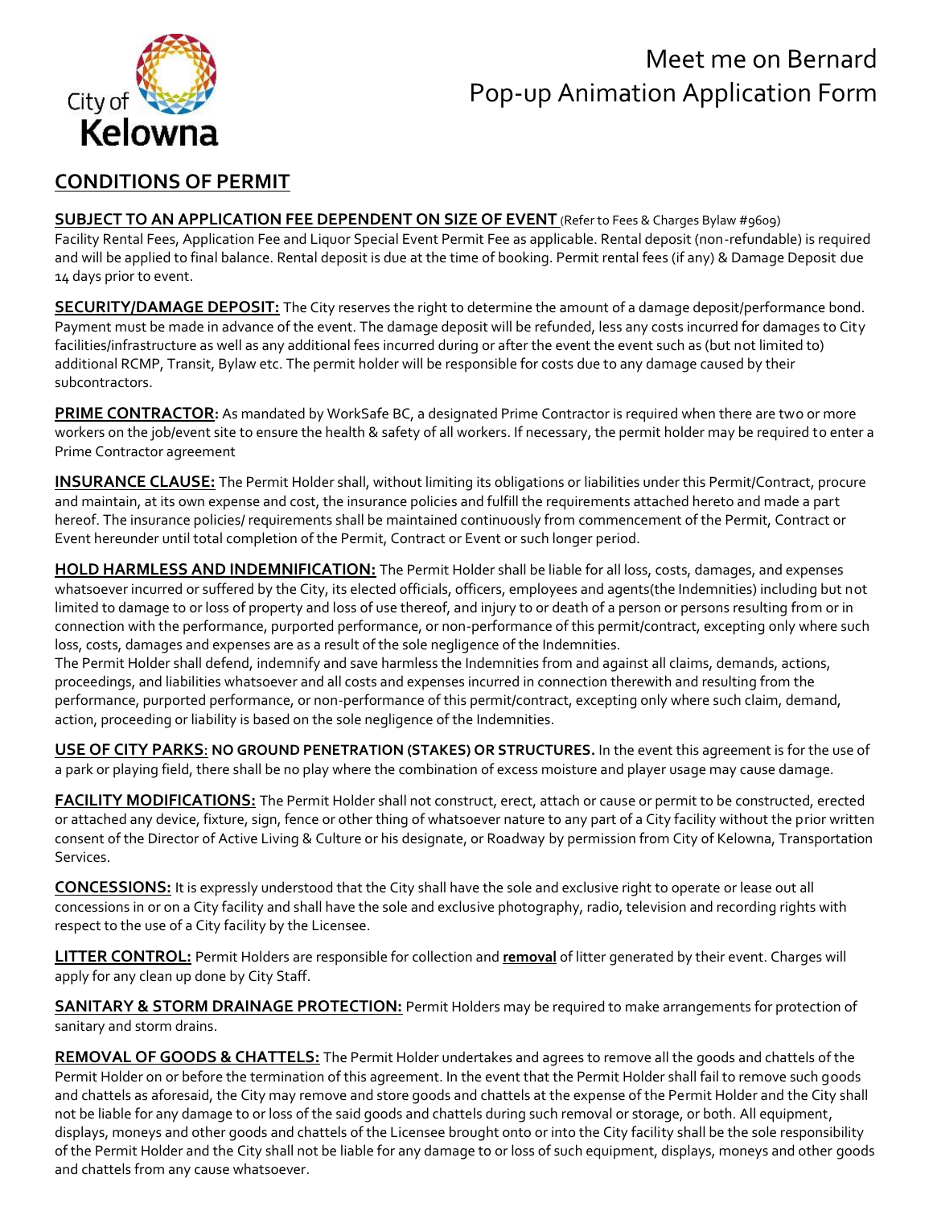# Meet me on Bernard
## Pop-up Animation Application Form

## CONDITIONS OF PERMIT

**SUBJECT TO AN APPLICATION FEE DEPENDENT ON SIZE OF EVENT** (Refer to Fees & Charges Bylaw #9609)
Facility Rental Fees, Application Fee and Liquor Special Event Permit Fee as applicable. Rental deposit (non-refundable) is required and will be applied to final balance. Rental deposit is due at the time of booking. Permit rental fees (if any) & Damage Deposit due 14 days prior to event.

**SECURITY/DAMAGE DEPOSIT:** The City reserves the right to determine the amount of a damage deposit/performance bond. Payment must be made in advance of the event. The damage deposit will be refunded, less any costs incurred for damages to City facilities/infrastructure as well as any additional fees incurred during or after the event the event such as (but not limited to) additional RCMP, Transit, Bylaw etc. The permit holder will be responsible for costs due to any damage caused by their subcontractors.

**PRIME CONTRACTOR:** As mandated by WorkSafe BC, a designated Prime Contractor is required when there are two or more workers on the job/event site to ensure the health & safety of all workers. If necessary, the permit holder may be required to enter a Prime Contractor agreement

**INSURANCE CLAUSE:** The Permit Holder shall, without limiting its obligations or liabilities under this Permit/Contract, procure and maintain, at its own expense and cost, the insurance policies and fulfill the requirements attached hereto and made a part hereof. The insurance policies/ requirements shall be maintained continuously from commencement of the Permit, Contract or Event hereunder until total completion of the Permit, Contract or Event or such longer period.

**HOLD HARMLESS AND INDEMNIFICATION:** The Permit Holder shall be liable for all loss, costs, damages, and expenses whatsoever incurred or suffered by the City, its elected officials, officers, employees and agents(the Indemnities) including but not limited to damage to or loss of property and loss of use thereof, and injury to or death of a person or persons resulting from or in connection with the performance, purported performance, or non-performance of this permit/contract, excepting only where such loss, costs, damages and expenses are as a result of the sole negligence of the Indemnities.
The Permit Holder shall defend, indemnify and save harmless the Indemnities from and against all claims, demands, actions, proceedings, and liabilities whatsoever and all costs and expenses incurred in connection therewith and resulting from the performance, purported performance, or non-performance of this permit/contract, excepting only where such claim, demand, action, proceeding or liability is based on the sole negligence of the Indemnities.

**USE OF CITY PARKS**: **NO GROUND PENETRATION (STAKES) OR STRUCTURES.** In the event this agreement is for the use of a park or playing field, there shall be no play where the combination of excess moisture and player usage may cause damage.

**FACILITY MODIFICATIONS:** The Permit Holder shall not construct, erect, attach or cause or permit to be constructed, erected or attached any device, fixture, sign, fence or other thing of whatsoever nature to any part of a City facility without the prior written consent of the Director of Active Living & Culture or his designate, or Roadway by permission from City of Kelowna, Transportation Services.

**CONCESSIONS:** It is expressly understood that the City shall have the sole and exclusive right to operate or lease out all concessions in or on a City facility and shall have the sole and exclusive photography, radio, television and recording rights with respect to the use of a City facility by the Licensee.

**LITTER CONTROL:** Permit Holders are responsible for collection and **removal** of litter generated by their event. Charges will apply for any clean up done by City Staff.

**SANITARY & STORM DRAINAGE PROTECTION:** Permit Holders may be required to make arrangements for protection of sanitary and storm drains.

**REMOVAL OF GOODS & CHATTELS:** The Permit Holder undertakes and agrees to remove all the goods and chattels of the Permit Holder on or before the termination of this agreement. In the event that the Permit Holder shall fail to remove such goods and chattels as aforesaid, the City may remove and store goods and chattels at the expense of the Permit Holder and the City shall not be liable for any damage to or loss of the said goods and chattels during such removal or storage, or both. All equipment, displays, moneys and other goods and chattels of the Licensee brought onto or into the City facility shall be the sole responsibility of the Permit Holder and the City shall not be liable for any damage to or loss of such equipment, displays, moneys and other goods and chattels from any cause whatsoever.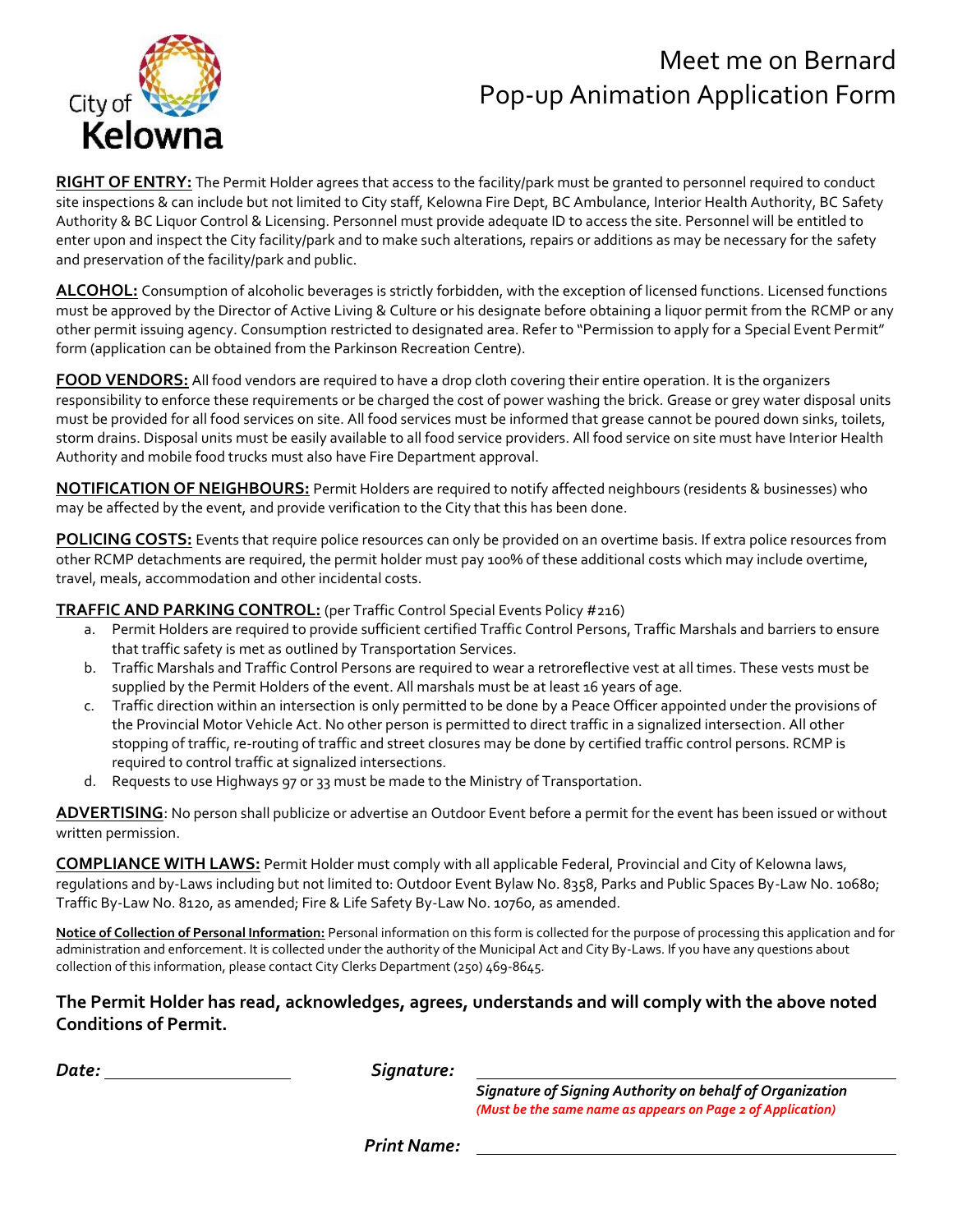City of Kelowna

# Meet me on Bernard
# Pop-up Animation Application Form

**RIGHT OF ENTRY:** The Permit Holder agrees that access to the facility/park must be granted to personnel required to conduct site inspections & can include but not limited to City staff, Kelowna Fire Dept, BC Ambulance, Interior Health Authority, BC Safety Authority & BC Liquor Control & Licensing. Personnel must provide adequate ID to access the site. Personnel will be entitled to enter upon and inspect the City facility/park and to make such alterations, repairs or additions as may be necessary for the safety and preservation of the facility/park and public.

**ALCOHOL:** Consumption of alcoholic beverages is strictly forbidden, with the exception of licensed functions. Licensed functions must be approved by the Director of Active Living & Culture or his designate before obtaining a liquor permit from the RCMP or any other permit issuing agency. Consumption restricted to designated area. Refer to "Permission to apply for a Special Event Permit" form (application can be obtained from the Parkinson Recreation Centre).

**FOOD VENDORS:** All food vendors are required to have a drop cloth covering their entire operation. It is the organizers responsibility to enforce these requirements or be charged the cost of power washing the brick. Grease or grey water disposal units must be provided for all food services on site. All food services must be informed that grease cannot be poured down sinks, toilets, storm drains. Disposal units must be easily available to all food service providers. All food service on site must have Interior Health Authority and mobile food trucks must also have Fire Department approval.

**NOTIFICATION OF NEIGHBOURS:** Permit Holders are required to notify affected neighbours (residents & businesses) who may be affected by the event, and provide verification to the City that this has been done.

**POLICING COSTS:** Events that require police resources can only be provided on an overtime basis. If extra police resources from other RCMP detachments are required, the permit holder must pay 100% of these additional costs which may include overtime, travel, meals, accommodation and other incidental costs.

**TRAFFIC AND PARKING CONTROL:** (per Traffic Control Special Events Policy #216)

a. Permit Holders are required to provide sufficient certified Traffic Control Persons, Traffic Marshals and barriers to ensure that traffic safety is met as outlined by Transportation Services.
b. Traffic Marshals and Traffic Control Persons are required to wear a retroreflective vest at all times. These vests must be supplied by the Permit Holders of the event. All marshals must be at least 16 years of age.
c. Traffic direction within an intersection is only permitted to be done by a Peace Officer appointed under the provisions of the Provincial Motor Vehicle Act. No other person is permitted to direct traffic in a signalized intersection. All other stopping of traffic, re-routing of traffic and street closures may be done by certified traffic control persons. RCMP is required to control traffic at signalized intersections.
d. Requests to use Highways 97 or 33 must be made to the Ministry of Transportation.

**ADVERTISING**: No person shall publicize or advertise an Outdoor Event before a permit for the event has been issued or without written permission.

**COMPLIANCE WITH LAWS:** Permit Holder must comply with all applicable Federal, Provincial and City of Kelowna laws, regulations and by-Laws including but not limited to: Outdoor Event Bylaw No. 8358, Parks and Public Spaces By-Law No. 10680; Traffic By-Law No. 8120, as amended; Fire & Life Safety By-Law No. 10760, as amended.

**Notice of Collection of Personal Information:** Personal information on this form is collected for the purpose of processing this application and for administration and enforcement. It is collected under the authority of the Municipal Act and City By-Laws. If you have any questions about collection of this information, please contact City Clerks Department (250) 469-8645.

**The Permit Holder has read, acknowledges, agrees, understands and will comply with the above noted Conditions of Permit.**

***Date:*** ____________________ ***Signature:*** ______________________________

***Signature of Signing Authority on behalf of Organization***
***(Must be the same name as appears on Page 2 of Application)***

***Print Name:*** ______________________________